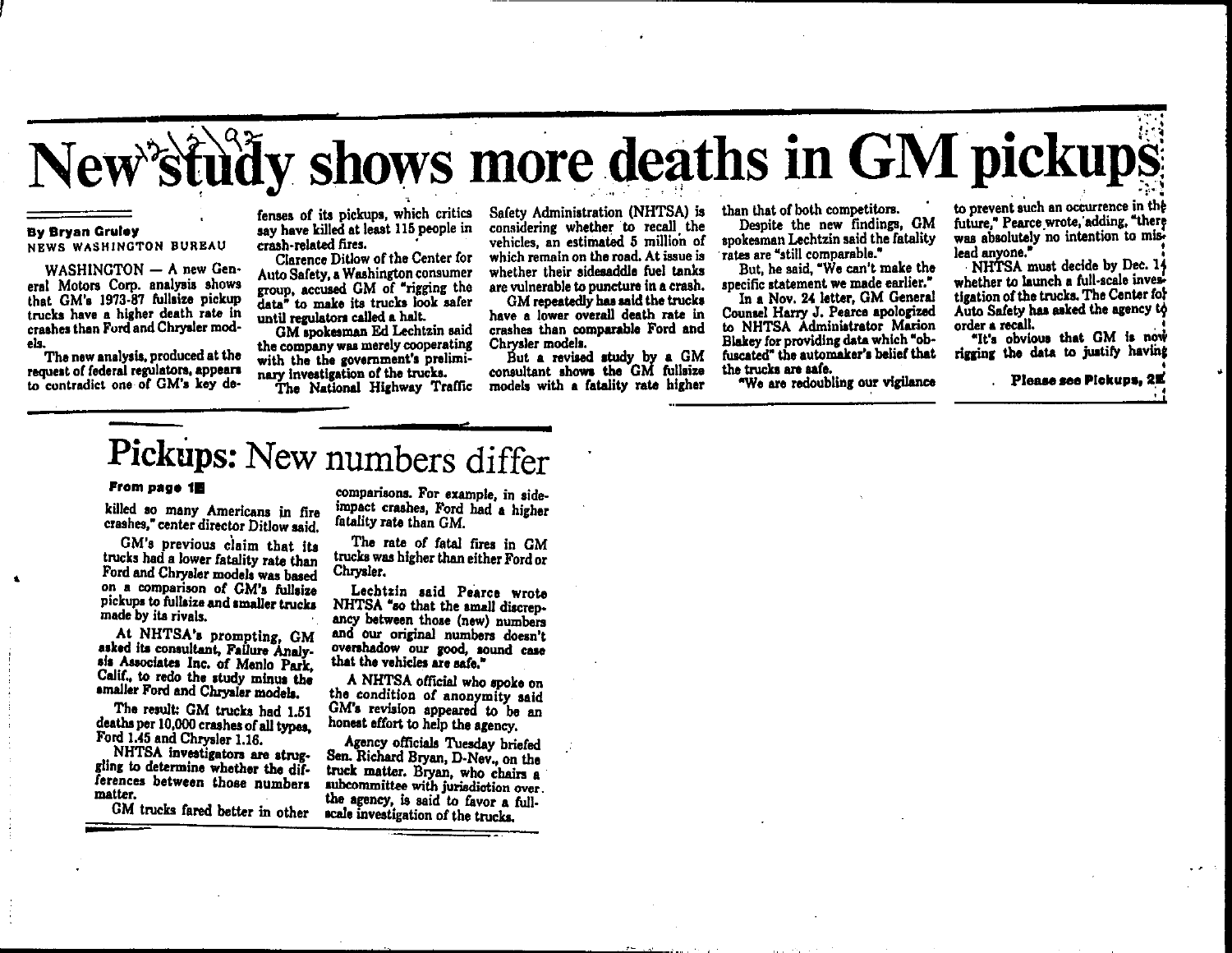# New study shows more deaths in GM pickups

**By Bryan Gruley**
NEWS WASHINGTON BUREAU

WASHINGTON — A new General Motors Corp. analysis shows that GM's 1973-87 fullsize pickup trucks have a higher death rate in crashes than Ford and Chrysler models.

The new analysis, produced at the request of federal regulators, appears to contradict one of GM's key defenses of its pickups, which critics say have killed at least 115 people in crash-related fires.

Clarence Ditlow of the Center for Auto Safety, a Washington consumer group, accused GM of "rigging the data" to make its trucks look safer until regulators called a halt.

GM spokesman Ed Lechtzin said the company was merely cooperating with the the government's preliminary investigation of the trucks.

The National Highway Traffic Safety Administration (NHTSA) is considering whether to recall the vehicles, an estimated 5 million of which remain on the road. At issue is whether their sidesaddle fuel tanks are vulnerable to puncture in a crash.

GM repeatedly has said the trucks have a lower overall death rate in crashes than comparable Ford and Chrysler models.

But a revised study by a GM consultant shows the GM fullsize models with a fatality rate higher than that of both competitors.

Despite the new findings, GM spokesman Lechtzin said the fatality rates are "still comparable."

But, he said, "We can't make the specific statement we made earlier."

In a Nov. 24 letter, GM General Counsel Harry J. Pearce apologized to NHTSA Administrator Marion Blakey for providing data which "obfuscated" the automaker's belief that the trucks are safe.

"We are redoubling our vigilance to prevent such an occurrence in the future," Pearce wrote, adding, "there was absolutely no intention to mislead anyone."

NHTSA must decide by Dec. 14 whether to launch a full-scale investigation of the trucks. The Center for Auto Safety has asked the agency to order a recall.

"It's obvious that GM is now rigging the data to justify having

Please see Pickups, 2E

## Pickups: New numbers differ

**From page 1E**

killed so many Americans in fire crashes," center director Ditlow said.

GM's previous claim that its trucks had a lower fatality rate than Ford and Chrysler models was based on a comparison of GM's fullsize pickups to fullsize and smaller trucks made by its rivals.

At NHTSA's prompting, GM asked its consultant, Failure Analysis Associates Inc. of Menlo Park, Calif., to redo the study minus the smaller Ford and Chrysler models.

The result: GM trucks had 1.51 deaths per 10,000 crashes of all types, Ford 1.45 and Chrysler 1.16.

NHTSA investigators are struggling to determine whether the differences between those numbers matter.

GM trucks fared better in other comparisons. For example, in side-impact crashes, Ford had a higher fatality rate than GM.

The rate of fatal fires in GM trucks was higher than either Ford or Chrysler.

Lechtzin said Pearce wrote NHTSA "so that the small discrepancy between those (new) numbers and our original numbers doesn't overshadow our good, sound case that the vehicles are safe."

A NHTSA official who spoke on the condition of anonymity said GM's revision appeared to be an honest effort to help the agency.

Agency officials Tuesday briefed Sen. Richard Bryan, D-Nev., on the truck matter. Bryan, who chairs a subcommittee with jurisdiction over the agency, is said to favor a full-scale investigation of the trucks.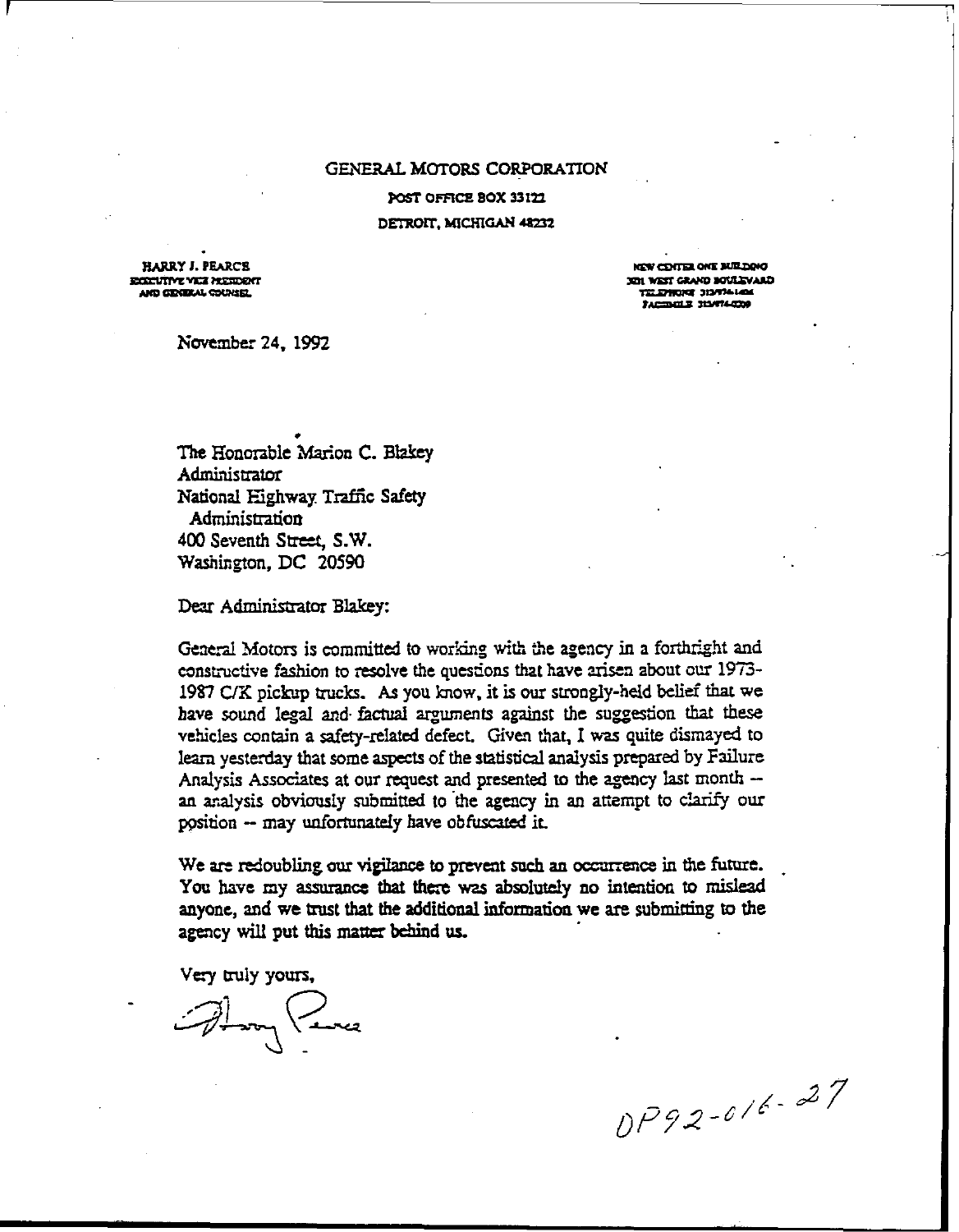GENERAL MOTORS CORPORATION

POST OFFICE BOX 33122

DETROIT, MICHIGAN 48232

HARRY J. PEARCE
EXECUTIVE VICE PRESIDENT
AND GENERAL COUNSEL

NEW CENTER ONE BUILDING
3031 WEST GRAND BOULEVARD
TELEPHONE 313/974-1404
FACSIMILE 313/974-0309

November 24, 1992

The Honorable Marion C. Blakey
Administrator
National Highway Traffic Safety
Administration
400 Seventh Street, S.W.
Washington, DC 20590

Dear Administrator Blakey:

General Motors is committed to working with the agency in a forthright and constructive fashion to resolve the questions that have arisen about our 1973-1987 C/K pickup trucks. As you know, it is our strongly-held belief that we have sound legal and factual arguments against the suggestion that these vehicles contain a safety-related defect. Given that, I was quite dismayed to learn yesterday that some aspects of the statistical analysis prepared by Failure Analysis Associates at our request and presented to the agency last month -- an analysis obviously submitted to the agency in an attempt to clarify our position -- may unfortunately have obfuscated it.

We are redoubling our vigilance to prevent such an occurrence in the future. You have my assurance that there was absolutely no intention to mislead anyone, and we trust that the additional information we are submitting to the agency will put this matter behind us.

Very truly yours,

Harry Pearce

DP92-016-27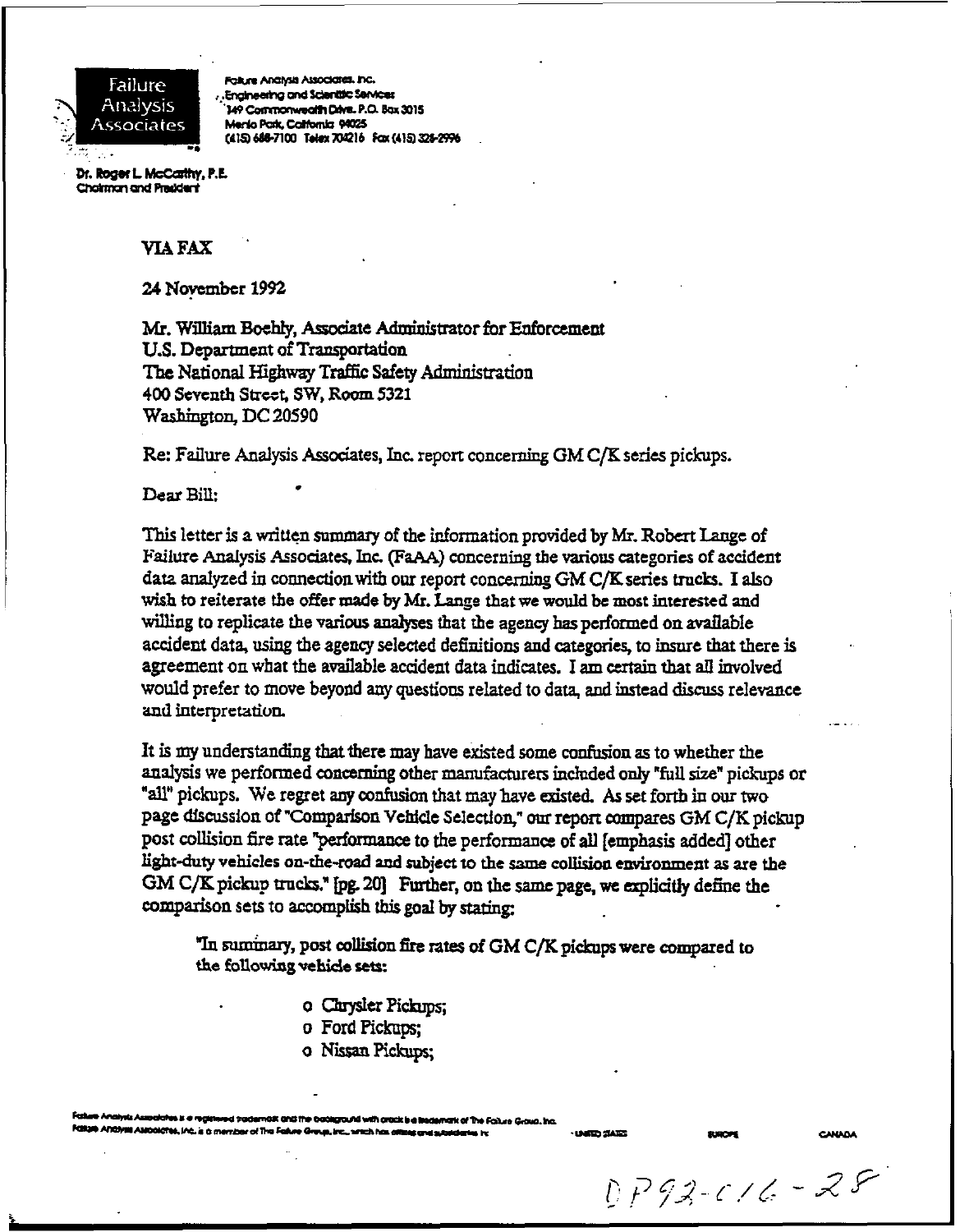Failure Analysis Associates

Failure Analysis Associates, Inc.
Engineering and Scientific Services
149 Commonwealth Drive, P.O. Box 3015
Menlo Park, California 94025
(415) 688-7100 Telex 704216 Fax (415) 328-2996

Dr. Roger L. McCarthy, P.E.
Chairman and President

VIA FAX

24 November 1992

Mr. William Boehly, Associate Administrator for Enforcement
U.S. Department of Transportation
The National Highway Traffic Safety Administration
400 Seventh Street, SW, Room 5321
Washington, DC 20590

Re: Failure Analysis Associates, Inc. report concerning GM C/K series pickups.

Dear Bill:

This letter is a written summary of the information provided by Mr. Robert Lange of Failure Analysis Associates, Inc. (FaAA) concerning the various categories of accident data analyzed in connection with our report concerning GM C/K series trucks. I also wish to reiterate the offer made by Mr. Lange that we would be most interested and willing to replicate the various analyses that the agency has performed on available accident data, using the agency selected definitions and categories, to insure that there is agreement on what the available accident data indicates. I am certain that all involved would prefer to move beyond any questions related to data, and instead discuss relevance and interpretation.

It is my understanding that there may have existed some confusion as to whether the analysis we performed concerning other manufacturers included only "full size" pickups or "all" pickups. We regret any confusion that may have existed. As set forth in our two page discussion of "Comparison Vehicle Selection," our report compares GM C/K pickup post collision fire rate "performance to the performance of all [emphasis added] other light-duty vehicles on-the-road and subject to the same collision environment as are the GM C/K pickup trucks." [pg. 20] Further, on the same page, we explicitly define the comparison sets to accomplish this goal by stating:

> "In summary, post collision fire rates of GM C/K pickups were compared to the following vehicle sets:
>
> - Chrysler Pickups;
> - Ford Pickups;
> - Nissan Pickups;

Failure Analysis Associates is a registered trademark and the background with crack is a trademark of The Failure Group, Inc.
Failure Analysis Associates, Inc. is a member of The Failure Group, Inc., which has offices and subsidiaries in UNITED STATES EUROPE CANADA

DP92-016-28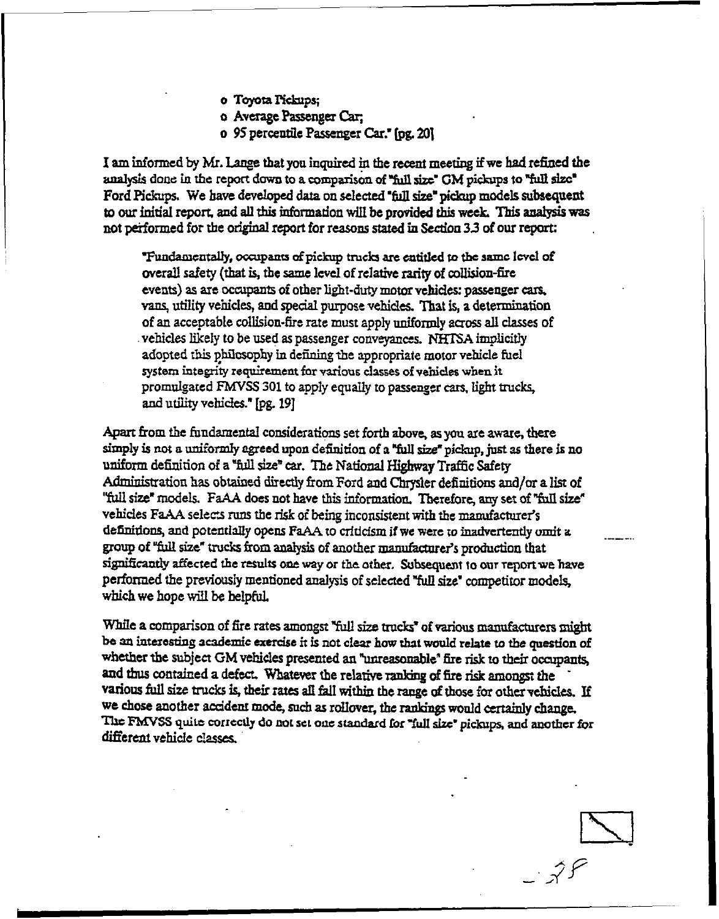- Toyota Pickups;
- Average Passenger Car;
- 95 percentile Passenger Car." [pg. 20]

I am informed by Mr. Lange that you inquired in the recent meeting if we had refined the analysis done in the report down to a comparison of "full size" GM pickups to "full size" Ford Pickups. We have developed data on selected "full size" pickup models subsequent to our initial report, and all this information will be provided this week. This analysis was not performed for the original report for reasons stated in Section 3.3 of our report:

> "Fundamentally, occupants of pickup trucks are entitled to the same level of overall safety (that is, the same level of relative rarity of collision-fire events) as are occupants of other light-duty motor vehicles: passenger cars, vans, utility vehicles, and special purpose vehicles. That is, a determination of an acceptable collision-fire rate must apply uniformly across all classes of vehicles likely to be used as passenger conveyances. NHTSA implicitly adopted this philosophy in defining the appropriate motor vehicle fuel system integrity requirement for various classes of vehicles when it promulgated FMVSS 301 to apply equally to passenger cars, light trucks, and utility vehicles." [pg. 19]

Apart from the fundamental considerations set forth above, as you are aware, there simply is not a uniformly agreed upon definition of a "full size" pickup, just as there is no uniform definition of a "full size" car. The National Highway Traffic Safety Administration has obtained directly from Ford and Chrysler definitions and/or a list of "full size" models. FaAA does not have this information. Therefore, any set of "full size" vehicles FaAA selects runs the risk of being inconsistent with the manufacturer's definitions, and potentially opens FaAA to criticism if we were to inadvertently omit a group of "full size" trucks from analysis of another manufacturer's production that significantly affected the results one way or the other. Subsequent to our report we have performed the previously mentioned analysis of selected "full size" competitor models, which we hope will be helpful.

While a comparison of fire rates amongst "full size trucks" of various manufacturers might be an interesting academic exercise it is not clear how that would relate to the question of whether the subject GM vehicles presented an "unreasonable" fire risk to their occupants, and thus contained a defect. Whatever the relative ranking of fire risk amongst the various full size trucks is, their rates all fall within the range of those for other vehicles. If we chose another accident mode, such as rollover, the rankings would certainly change. The FMVSS quite correctly do not set one standard for "full size" pickups, and another for different vehicle classes.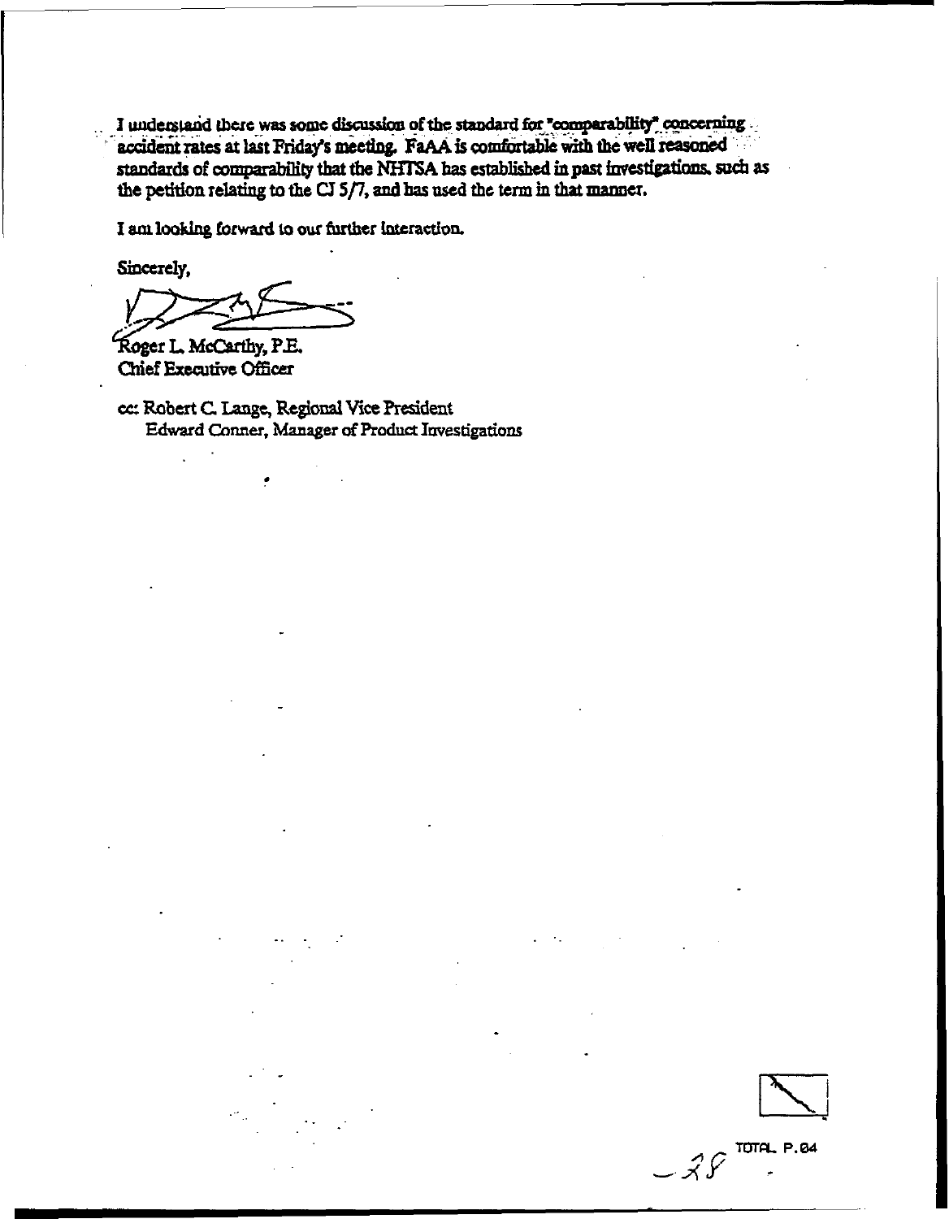I understand there was some discussion of the standard for "comparability" concerning accident rates at last Friday's meeting. FaAA is comfortable with the well reasoned standards of comparability that the NHTSA has established in past investigations, such as the petition relating to the CJ 5/7, and has used the term in that manner.

I am looking forward to our further interaction.

Sincerely,

Roger L. McCarthy, P.E.
Chief Executive Officer

cc: Robert C. Lange, Regional Vice President
Edward Conner, Manager of Product Investigations

TOTAL P.04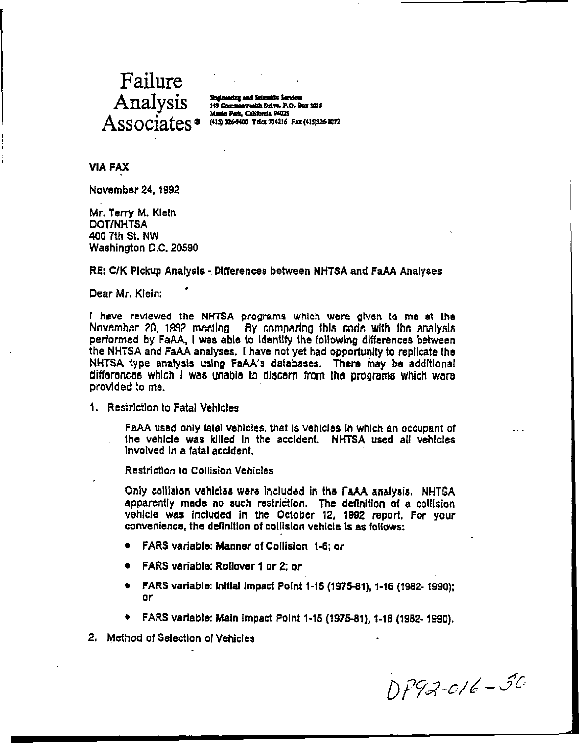# Failure Analysis Associates®

Engineering and Scientific Services
149 Commonwealth Drive, P.O. Box 3015
Menlo Park, California 94025
(415) 326-9400 Telex 704216 Fax (415)326-8072

**VIA FAX**

November 24, 1992

Mr. Terry M. Klein
DOT/NHTSA
400 7th St. NW
Washington D.C. 20590

RE: C/K Pickup Analysis - Differences between NHTSA and FaAA Analyses

Dear Mr. Klein:

I have reviewed the NHTSA programs which were given to me at the November 20, 1992 meeting. By comparing this code with the analysis performed by FaAA, I was able to identify the following differences between the NHTSA and FaAA analyses. I have not yet had opportunity to replicate the NHTSA type analysis using FaAA's databases. There may be additional differences which I was unable to discern from the programs which were provided to me.

1. Restriction to Fatal Vehicles

   FaAA used only fatal vehicles, that is vehicles in which an occupant of the vehicle was killed in the accident. NHTSA used all vehicles involved in a fatal accident.

   Restriction to Collision Vehicles

   Only collision vehicles were included in the FaAA analysis. NHTSA apparently made no such restriction. The definition of a collision vehicle was included in the October 12, 1992 report. For your convenience, the definition of collision vehicle is as follows:

   - FARS variable: Manner of Collision 1-6; or
   - FARS variable: Rollover 1 or 2; or
   - FARS variable: Initial Impact Point 1-15 (1975-81), 1-16 (1982- 1990); or
   - FARS variable: Main Impact Point 1-15 (1975-81), 1-16 (1982- 1990).

2. Method of Selection of Vehicles

DP92-016-50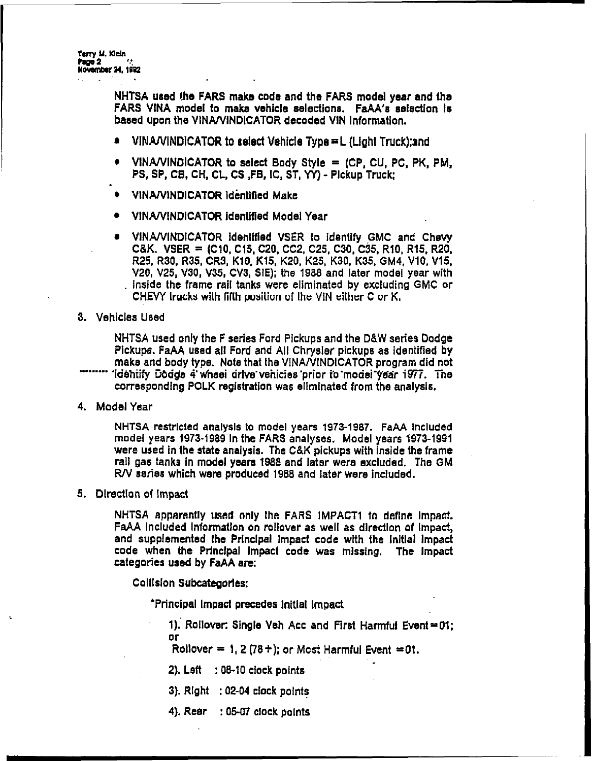NHTSA used the FARS make code and the FARS model year and the FARS VINA model to make vehicle selections. FaAA's selection is based upon the VINA/VINDICATOR decoded VIN information.

- VINA/VINDICATOR to select Vehicle Type = L (Light Truck);and
- VINA/VINDICATOR to select Body Style = (CP, CU, PC, PK, PM, PS, SP, CB, CH, CL, CS ,FB, IC, ST, YY) - Pickup Truck;
- VINA/VINDICATOR identified Make
- VINA/VINDICATOR identified Model Year
- VINA/VINDICATOR identified VSER to identify GMC and Chevy C&K. VSER = (C10, C15, C20, CC2, C25, C30, C35, R10, R15, R20, R25, R30, R35, CR3, K10, K15, K20, K25, K30, K35, GM4, V10, V15, V20, V25, V30, V35, CV3, SIE); the 1988 and later model year with inside the frame rail tanks were eliminated by excluding GMC or CHEVY trucks with fifth position of the VIN either C or K.

3. Vehicles Used

   NHTSA used only the F series Ford Pickups and the D&W series Dodge Pickups. FaAA used all Ford and All Chrysler pickups as identified by make and body type. Note that the VINA/VINDICATOR program did not identify Dodge 4 wheel drive vehicles prior to model year 1977. The corresponding POLK registration was eliminated from the analysis.

4. Model Year

   NHTSA restricted analysis to model years 1973-1987. FaAA included model years 1973-1989 in the FARS analyses. Model years 1973-1991 were used in the state analysis. The C&K pickups with inside the frame rail gas tanks in model years 1988 and later were excluded. The GM R/V series which were produced 1988 and later were included.

5. Direction of Impact

   NHTSA apparently used only the FARS IMPACT1 to define impact. FaAA included information on rollover as well as direction of impact, and supplemented the Principal Impact code with the Initial Impact code when the Principal Impact code was missing. The impact categories used by FaAA are:

   Collision Subcategories:

   *Principal Impact precedes Initial Impact

   1). Rollover: Single Veh Acc and First Harmful Event = 01; or
   Rollover = 1, 2 (78+); or Most Harmful Event = 01.

   2). Left : 08-10 clock points

   3). Right : 02-04 clock points

   4). Rear : 05-07 clock points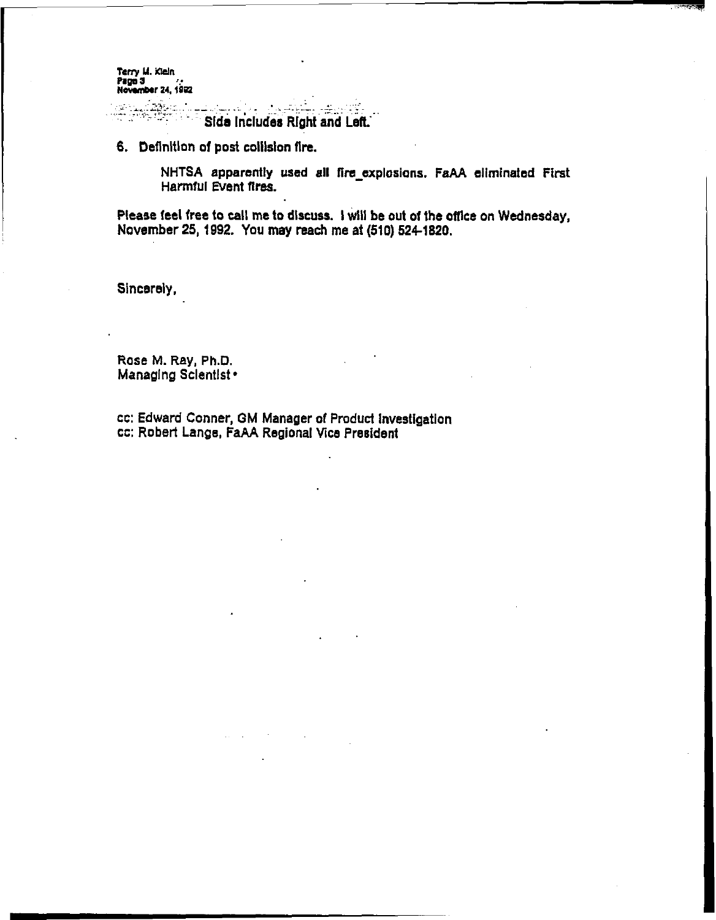Side Includes Right and Left.

6. Definition of post collision fire.

   NHTSA apparently used all fire_explosions. FaAA eliminated First Harmful Event fires.

Please feel free to call me to discuss. I will be out of the office on Wednesday, November 25, 1992. You may reach me at (510) 524-1820.

Sincerely,

Rose M. Ray, Ph.D.
Managing Scientist

cc: Edward Conner, GM Manager of Product Investigation
cc: Robert Lange, FaAA Regional Vice President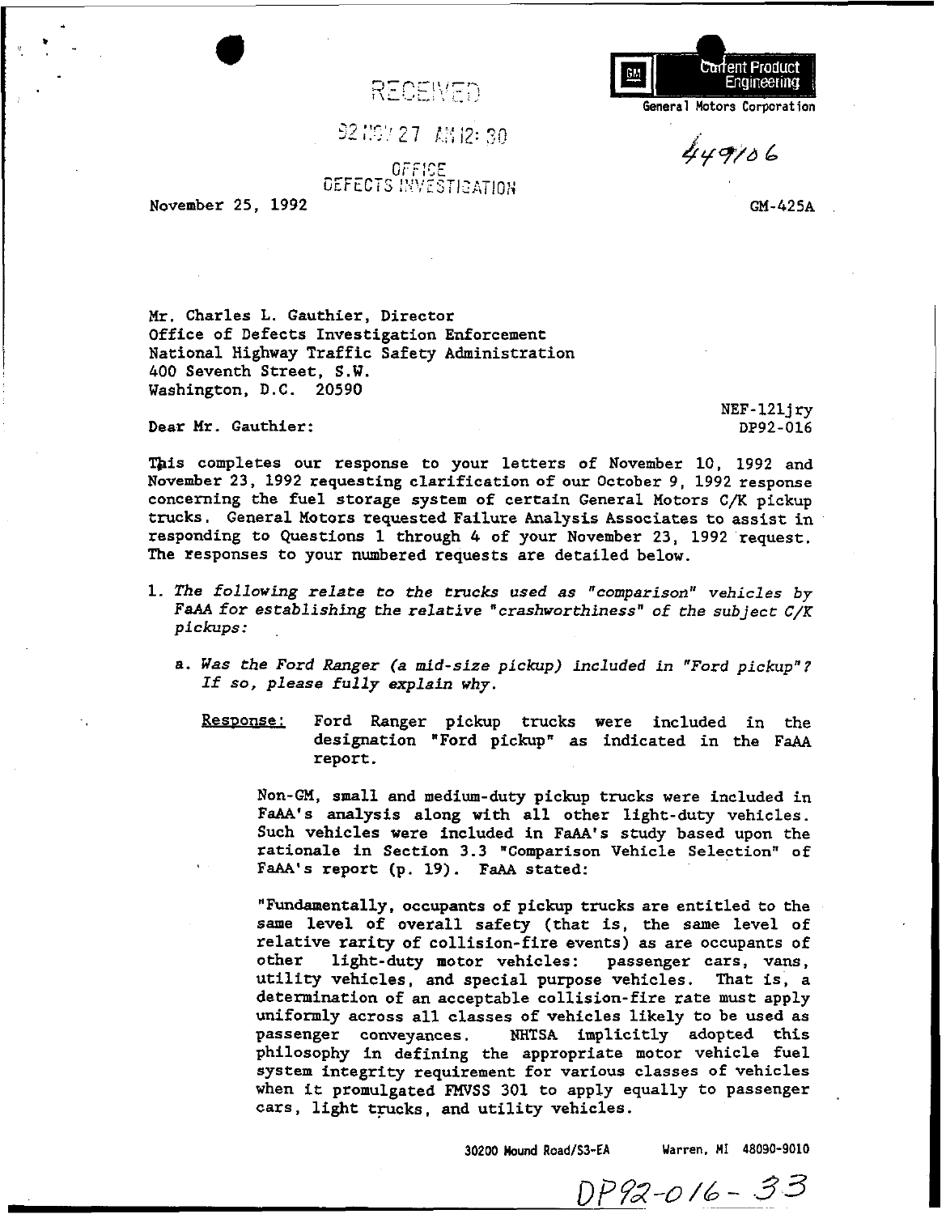RECEIVED

92 NOV 27 AM 12:30

OFFICE
DEFECTS INVESTIGATION

Current Product Engineering
General Motors Corporation

449106

November 25, 1992

GM-425A

Mr. Charles L. Gauthier, Director
Office of Defects Investigation Enforcement
National Highway Traffic Safety Administration
400 Seventh Street, S.W.
Washington, D.C. 20590

NEF-121jry
DP92-016

Dear Mr. Gauthier:

This completes our response to your letters of November 10, 1992 and November 23, 1992 requesting clarification of our October 9, 1992 response concerning the fuel storage system of certain General Motors C/K pickup trucks. General Motors requested Failure Analysis Associates to assist in responding to Questions 1 through 4 of your November 23, 1992 request. The responses to your numbered requests are detailed below.

1. *The following relate to the trucks used as "comparison" vehicles by FaAA for establishing the relative "crashworthiness" of the subject C/K pickups:*

   a. *Was the Ford Ranger (a mid-size pickup) included in "Ford pickup"? If so, please fully explain why.*

      Response: Ford Ranger pickup trucks were included in the designation "Ford pickup" as indicated in the FaAA report.

      Non-GM, small and medium-duty pickup trucks were included in FaAA's analysis along with all other light-duty vehicles. Such vehicles were included in FaAA's study based upon the rationale in Section 3.3 "Comparison Vehicle Selection" of FaAA's report (p. 19). FaAA stated:

      "Fundamentally, occupants of pickup trucks are entitled to the same level of overall safety (that is, the same level of relative rarity of collision-fire events) as are occupants of other light-duty motor vehicles: passenger cars, vans, utility vehicles, and special purpose vehicles. That is, a determination of an acceptable collision-fire rate must apply uniformly across all classes of vehicles likely to be used as passenger conveyances. NHTSA implicitly adopted this philosophy in defining the appropriate motor vehicle fuel system integrity requirement for various classes of vehicles when it promulgated FMVSS 301 to apply equally to passenger cars, light trucks, and utility vehicles.

30200 Mound Road/S3-EA Warren, MI 48090-9010

DP92-016-33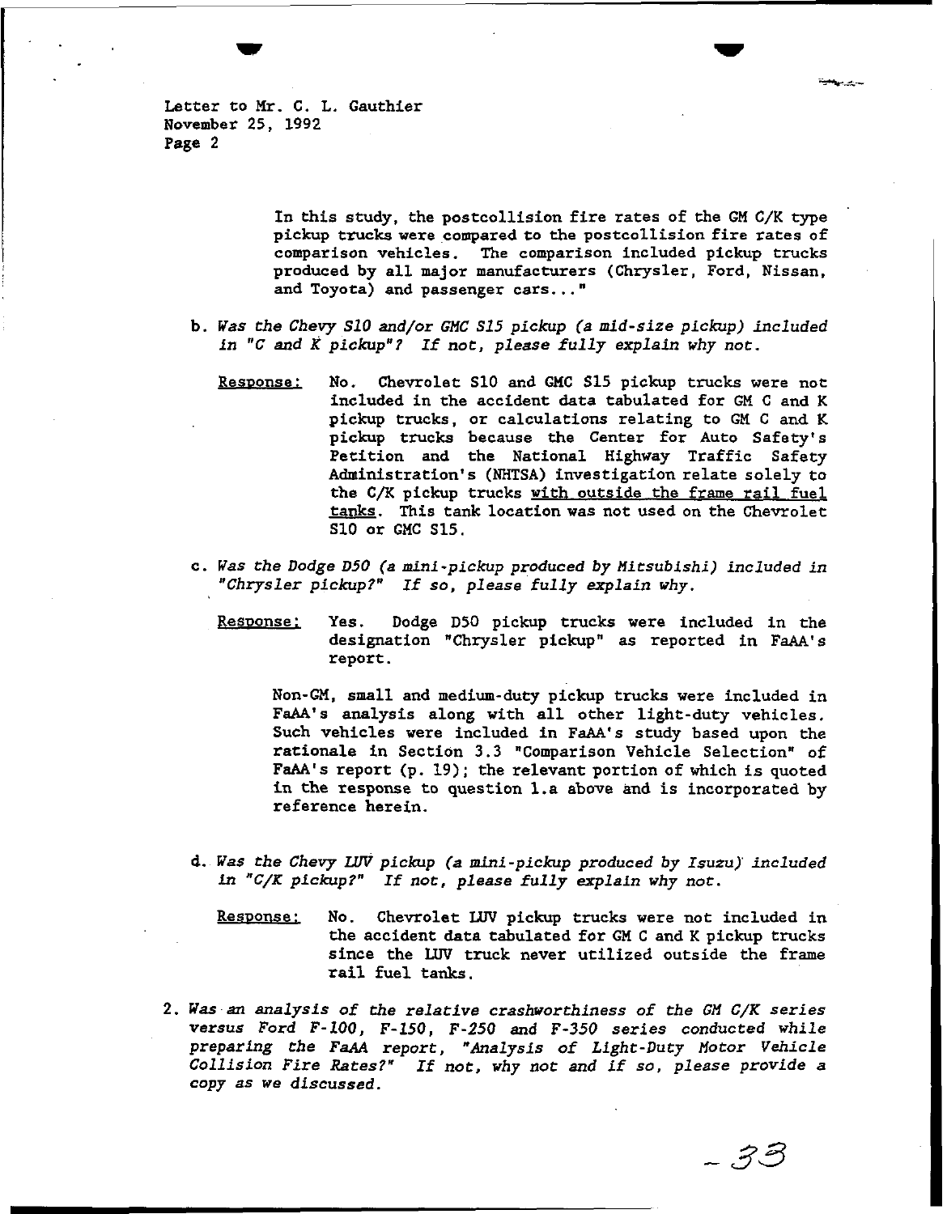Letter to Mr. C. L. Gauthier
November 25, 1992
Page 2

> In this study, the postcollision fire rates of the GM C/K type pickup trucks were compared to the postcollision fire rates of comparison vehicles. The comparison included pickup trucks produced by all major manufacturers (Chrysler, Ford, Nissan, and Toyota) and passenger cars..."

b. *Was the Chevy S10 and/or GMC S15 pickup (a mid-size pickup) included in "C and K pickup"? If not, please fully explain why not.*

> Response: No. Chevrolet S10 and GMC S15 pickup trucks were not included in the accident data tabulated for GM C and K pickup trucks, or calculations relating to GM C and K pickup trucks because the Center for Auto Safety's Petition and the National Highway Traffic Safety Administration's (NHTSA) investigation relate solely to the C/K pickup trucks with outside the frame rail fuel tanks. This tank location was not used on the Chevrolet S10 or GMC S15.

c. *Was the Dodge D50 (a mini-pickup produced by Mitsubishi) included in "Chrysler pickup?" If so, please fully explain why.*

> Response: Yes. Dodge D50 pickup trucks were included in the designation "Chrysler pickup" as reported in FaAA's report.
>
> Non-GM, small and medium-duty pickup trucks were included in FaAA's analysis along with all other light-duty vehicles. Such vehicles were included in FaAA's study based upon the rationale in Section 3.3 "Comparison Vehicle Selection" of FaAA's report (p. 19); the relevant portion of which is quoted in the response to question 1.a above and is incorporated by reference herein.

d. *Was the Chevy LUV pickup (a mini-pickup produced by Isuzu) included in "C/K pickup?" If not, please fully explain why not.*

> Response: No. Chevrolet LUV pickup trucks were not included in the accident data tabulated for GM C and K pickup trucks since the LUV truck never utilized outside the frame rail fuel tanks.

2. *Was an analysis of the relative crashworthiness of the GM C/K series versus Ford F-100, F-150, F-250 and F-350 series conducted while preparing the FaAA report, "Analysis of Light-Duty Motor Vehicle Collision Fire Rates?" If not, why not and if so, please provide a copy as we discussed.*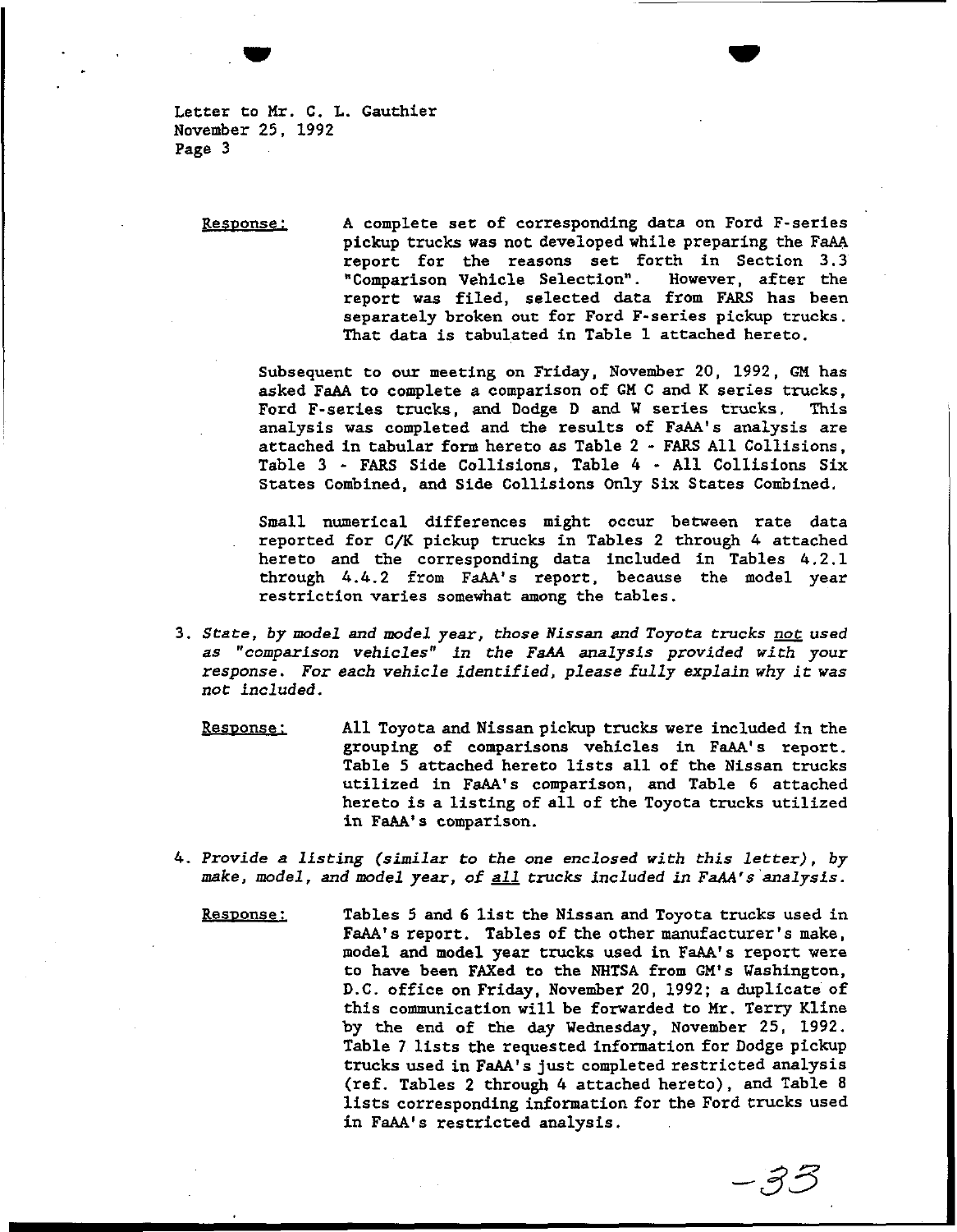Letter to Mr. C. L. Gauthier
November 25, 1992
Page 3

Response: A complete set of corresponding data on Ford F-series pickup trucks was not developed while preparing the FaAA report for the reasons set forth in Section 3.3 "Comparison Vehicle Selection". However, after the report was filed, selected data from FARS has been separately broken out for Ford F-series pickup trucks. That data is tabulated in Table 1 attached hereto.

Subsequent to our meeting on Friday, November 20, 1992, GM has asked FaAA to complete a comparison of GM C and K series trucks, Ford F-series trucks, and Dodge D and W series trucks. This analysis was completed and the results of FaAA's analysis are attached in tabular form hereto as Table 2 - FARS All Collisions, Table 3 - FARS Side Collisions, Table 4 - All Collisions Six States Combined, and Side Collisions Only Six States Combined.

Small numerical differences might occur between rate data reported for C/K pickup trucks in Tables 2 through 4 attached hereto and the corresponding data included in Tables 4.2.1 through 4.4.2 from FaAA's report, because the model year restriction varies somewhat among the tables.

3. *State, by model and model year, those Nissan and Toyota trucks not used as "comparison vehicles" in the FaAA analysis provided with your response. For each vehicle identified, please fully explain why it was not included.*

Response: All Toyota and Nissan pickup trucks were included in the grouping of comparisons vehicles in FaAA's report. Table 5 attached hereto lists all of the Nissan trucks utilized in FaAA's comparison, and Table 6 attached hereto is a listing of all of the Toyota trucks utilized in FaAA's comparison.

4. *Provide a listing (similar to the one enclosed with this letter), by make, model, and model year, of all trucks included in FaAA's analysis.*

Response: Tables 5 and 6 list the Nissan and Toyota trucks used in FaAA's report. Tables of the other manufacturer's make, model and model year trucks used in FaAA's report were to have been FAXed to the NHTSA from GM's Washington, D.C. office on Friday, November 20, 1992; a duplicate of this communication will be forwarded to Mr. Terry Kline by the end of the day Wednesday, November 25, 1992. Table 7 lists the requested information for Dodge pickup trucks used in FaAA's just completed restricted analysis (ref. Tables 2 through 4 attached hereto), and Table 8 lists corresponding information for the Ford trucks used in FaAA's restricted analysis.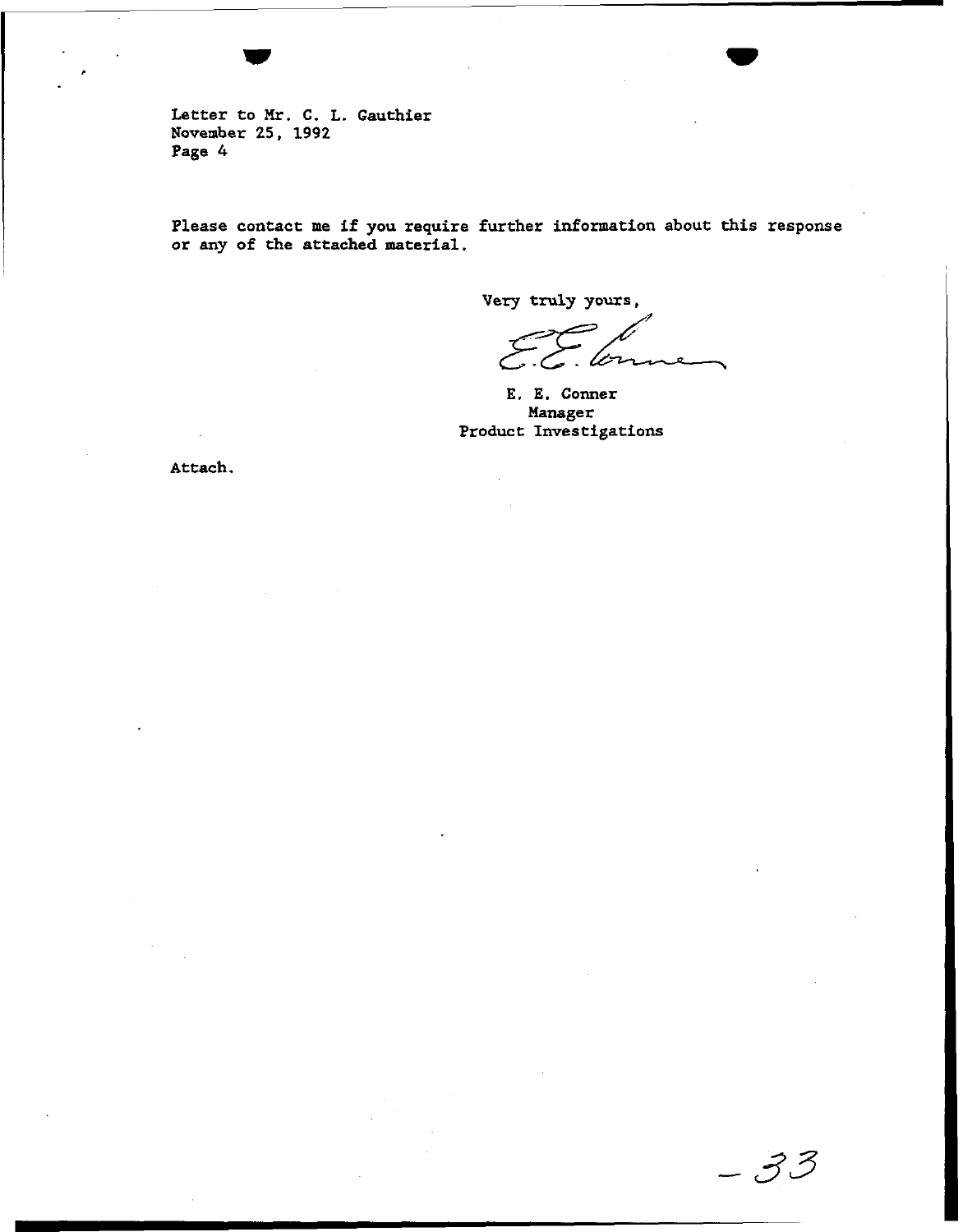Letter to Mr. C. L. Gauthier
November 25, 1992
Page 4

Please contact me if you require further information about this response or any of the attached material.

Very truly yours,

E. E. Conner
Manager
Product Investigations

Attach.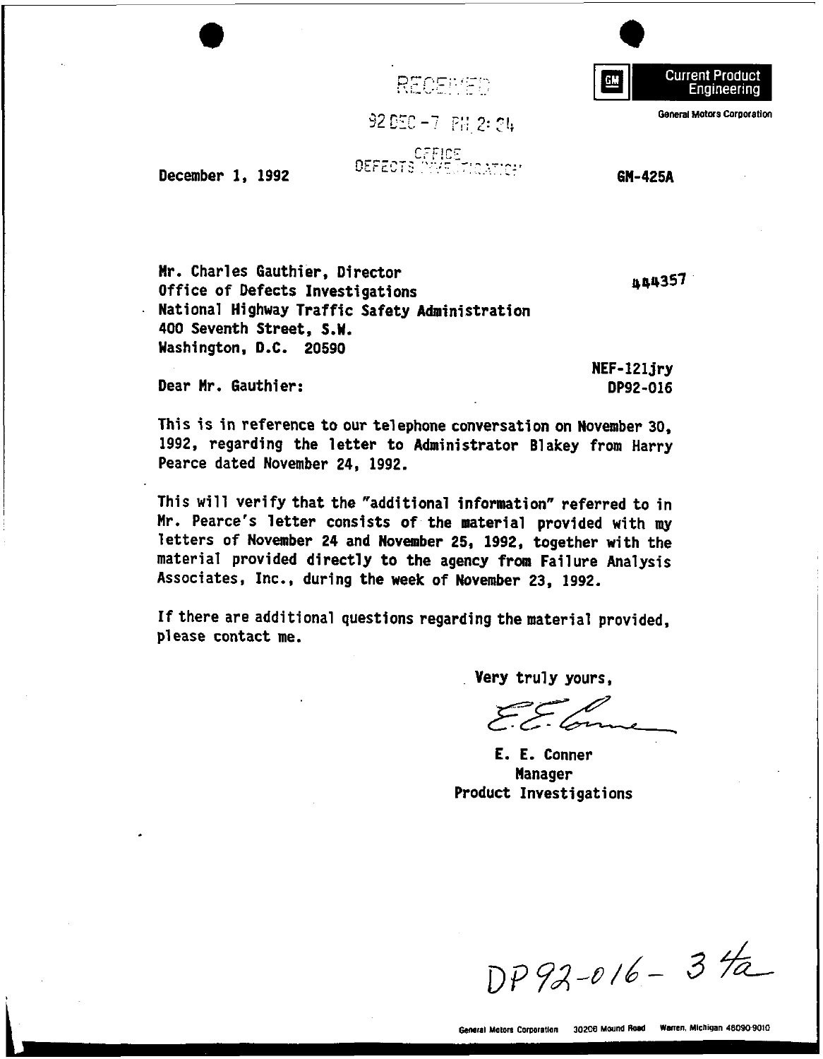RECEIVED

92 DEC -7 PM 2:34

OFFICE
DEFECTS INVESTIGATION

**Current Product Engineering**

General Motors Corporation

December 1, 1992

GM-425A

Mr. Charles Gauthier, Director
Office of Defects Investigations
National Highway Traffic Safety Administration
400 Seventh Street, S.W.
Washington, D.C. 20590

444357

NEF-121jry
DP92-016

Dear Mr. Gauthier:

This is in reference to our telephone conversation on November 30, 1992, regarding the letter to Administrator Blakey from Harry Pearce dated November 24, 1992.

This will verify that the "additional information" referred to in Mr. Pearce's letter consists of the material provided with my letters of November 24 and November 25, 1992, together with the material provided directly to the agency from Failure Analysis Associates, Inc., during the week of November 23, 1992.

If there are additional questions regarding the material provided, please contact me.

Very truly yours,

E. E. Conner

E. E. Conner
Manager
Product Investigations

DP92-016 - 3 4a

General Motors Corporation 30208 Mound Road Warren, Michigan 48090-9010